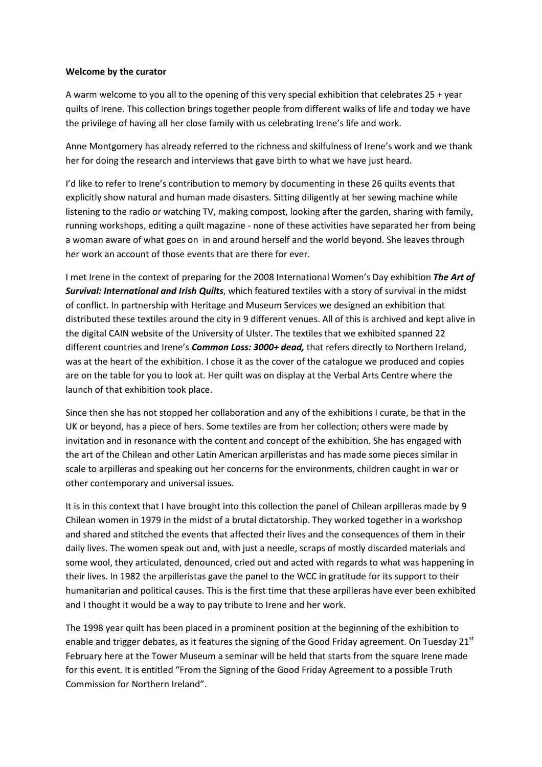**Welcome by the curator**

A warm welcome to you all to the opening of this very special exhibition that celebrates 25 + year quilts of Irene. This collection brings together people from different walks of life and today we have the privilege of having all her close family with us celebrating Irene's life and work.

Anne Montgomery has already referred to the richness and skilfulness of Irene's work and we thank her for doing the research and interviews that gave birth to what we have just heard.

I'd like to refer to Irene's contribution to memory by documenting in these 26 quilts events that explicitly show natural and human made disasters. Sitting diligently at her sewing machine while listening to the radio or watching TV, making compost, looking after the garden, sharing with family, running workshops, editing a quilt magazine - none of these activities have separated her from being a woman aware of what goes on in and around herself and the world beyond. She leaves through her work an account of those events that are there for ever.

I met Irene in the context of preparing for the 2008 International Women's Day exhibition ***The Art of Survival: International and Irish Quilts***, which featured textiles with a story of survival in the midst of conflict. In partnership with Heritage and Museum Services we designed an exhibition that distributed these textiles around the city in 9 different venues. All of this is archived and kept alive in the digital CAIN website of the University of Ulster. The textiles that we exhibited spanned 22 different countries and Irene's ***Common Loss: 3000+ dead,*** that refers directly to Northern Ireland, was at the heart of the exhibition. I chose it as the cover of the catalogue we produced and copies are on the table for you to look at. Her quilt was on display at the Verbal Arts Centre where the launch of that exhibition took place.

Since then she has not stopped her collaboration and any of the exhibitions I curate, be that in the UK or beyond, has a piece of hers. Some textiles are from her collection; others were made by invitation and in resonance with the content and concept of the exhibition. She has engaged with the art of the Chilean and other Latin American arpilleristas and has made some pieces similar in scale to arpilleras and speaking out her concerns for the environments, children caught in war or other contemporary and universal issues.

It is in this context that I have brought into this collection the panel of Chilean arpilleras made by 9 Chilean women in 1979 in the midst of a brutal dictatorship. They worked together in a workshop and shared and stitched the events that affected their lives and the consequences of them in their daily lives. The women speak out and, with just a needle, scraps of mostly discarded materials and some wool, they articulated, denounced, cried out and acted with regards to what was happening in their lives. In 1982 the arpilleristas gave the panel to the WCC in gratitude for its support to their humanitarian and political causes. This is the first time that these arpilleras have ever been exhibited and I thought it would be a way to pay tribute to Irene and her work.

The 1998 year quilt has been placed in a prominent position at the beginning of the exhibition to enable and trigger debates, as it features the signing of the Good Friday agreement. On Tuesday 21st February here at the Tower Museum a seminar will be held that starts from the square Irene made for this event. It is entitled "From the Signing of the Good Friday Agreement to a possible Truth Commission for Northern Ireland".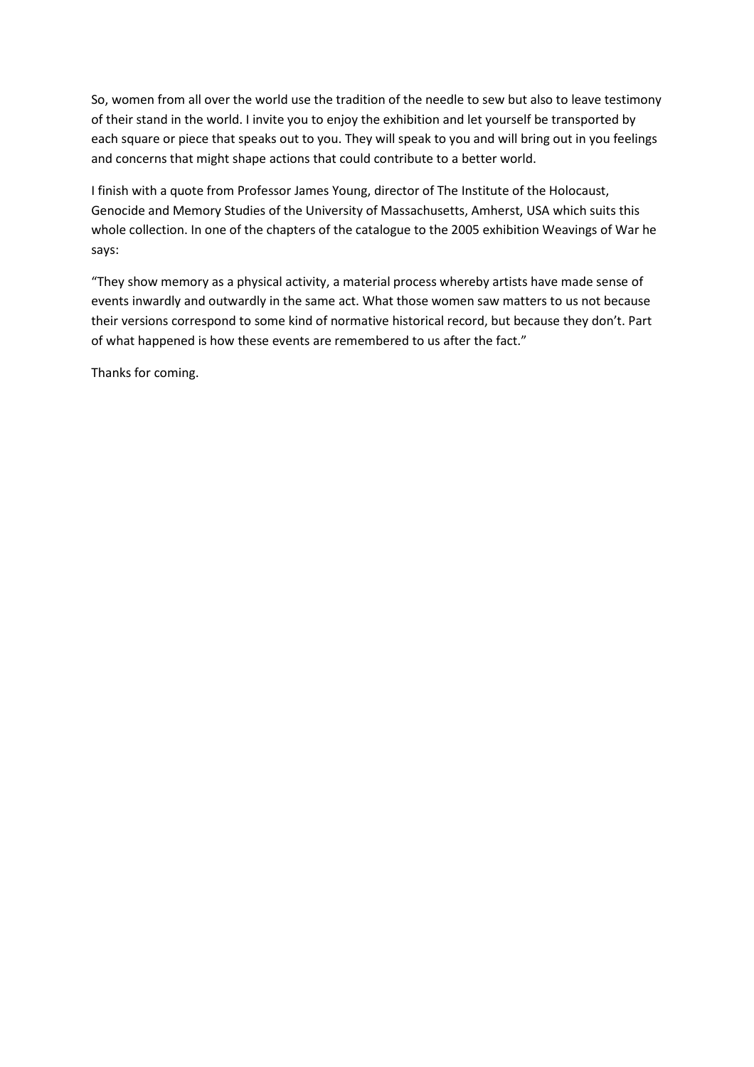So, women from all over the world use the tradition of the needle to sew but also to leave testimony of their stand in the world. I invite you to enjoy the exhibition and let yourself be transported by each square or piece that speaks out to you. They will speak to you and will bring out in you feelings and concerns that might shape actions that could contribute to a better world.

I finish with a quote from Professor James Young, director of The Institute of the Holocaust, Genocide and Memory Studies of the University of Massachusetts, Amherst, USA which suits this whole collection. In one of the chapters of the catalogue to the 2005 exhibition Weavings of War he says:

"They show memory as a physical activity, a material process whereby artists have made sense of events inwardly and outwardly in the same act. What those women saw matters to us not because their versions correspond to some kind of normative historical record, but because they don't. Part of what happened is how these events are remembered to us after the fact."

Thanks for coming.